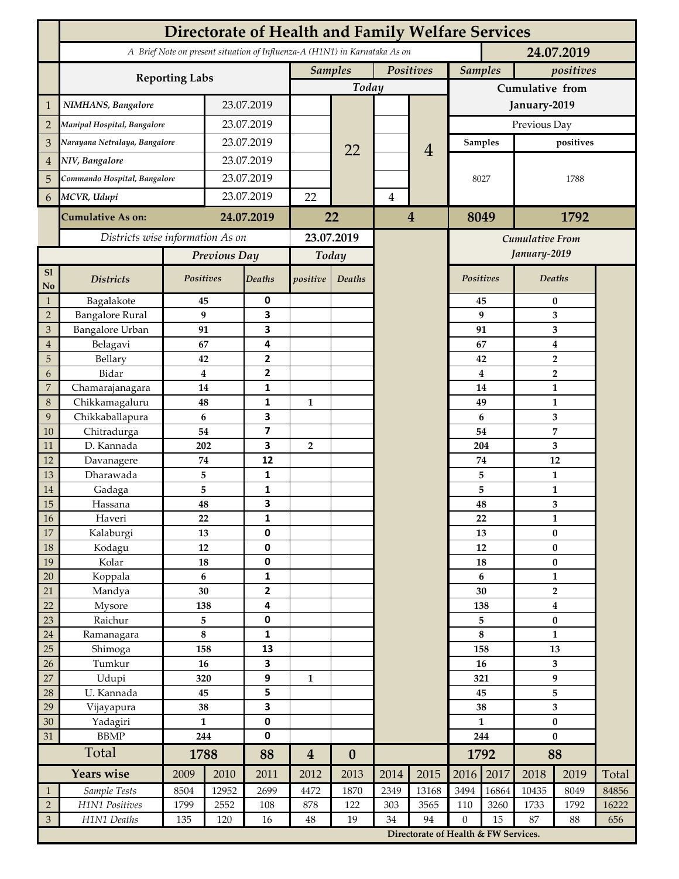# Directorate of Health and Family Welfare Services

*A Brief Note on present situation of Influenza-A (H1N1) in Karnataka As on* **24.07.2019**

| | Reporting Labs | | Samples (Today) | | Positives (Today) | | Samples (Cumulative from January-2019) | positives (Cumulative from January-2019) |
|---|---|---|---|---|---|---|---|---|
| 1 | *NIMHANS, Bangalore* | 23.07.2019 | | 22 | | 4 | Previous Day | |
| 2 | *Manipal Hospital, Bangalore* | 23.07.2019 | | | | | Samples | positives |
| 3 | *Narayana Netralaya, Bangalore* | 23.07.2019 | | | | | 8027 | 1788 |
| 4 | *NIV, Bangalore* | 23.07.2019 | | | | | | |
| 5 | *Commando Hospital, Bangalore* | 23.07.2019 | | | | | | |
| 6 | *MCVR, Udupi* | 23.07.2019 | 22 | | 4 | | | |
| | **Cumulative As on:** | **24.07.2019** | **22** | | **4** | | **8049** | **1792** |

*Districts wise information As on* **23.07.2019**

| Sl No | Districts | Previous Day Positives | Previous Day Deaths | Today positive | Today Deaths | Cumulative From January-2019 Positives | Cumulative From January-2019 Deaths |
|---|---|---|---|---|---|---|---|
| 1 | Bagalakote | 45 | 0 | | | 45 | 0 |
| 2 | Bangalore Rural | 9 | 3 | | | 9 | 3 |
| 3 | Bangalore Urban | 91 | 3 | | | 91 | 3 |
| 4 | Belagavi | 67 | 4 | | | 67 | 4 |
| 5 | Bellary | 42 | 2 | | | 42 | 2 |
| 6 | Bidar | 4 | 2 | | | 4 | 2 |
| 7 | Chamarajanagara | 14 | 1 | | | 14 | 1 |
| 8 | Chikkamagaluru | 48 | 1 | 1 | | 49 | 1 |
| 9 | Chikkaballapura | 6 | 3 | | | 6 | 3 |
| 10 | Chitradurga | 54 | 7 | | | 54 | 7 |
| 11 | D. Kannada | 202 | 3 | 2 | | 204 | 3 |
| 12 | Davanagere | 74 | 12 | | | 74 | 12 |
| 13 | Dharawada | 5 | 1 | | | 5 | 1 |
| 14 | Gadaga | 5 | 1 | | | 5 | 1 |
| 15 | Hassana | 48 | 3 | | | 48 | 3 |
| 16 | Haveri | 22 | 1 | | | 22 | 1 |
| 17 | Kalaburgi | 13 | 0 | | | 13 | 0 |
| 18 | Kodagu | 12 | 0 | | | 12 | 0 |
| 19 | Kolar | 18 | 0 | | | 18 | 0 |
| 20 | Koppala | 6 | 1 | | | 6 | 1 |
| 21 | Mandya | 30 | 2 | | | 30 | 2 |
| 22 | Mysore | 138 | 4 | | | 138 | 4 |
| 23 | Raichur | 5 | 0 | | | 5 | 0 |
| 24 | Ramanagara | 8 | 1 | | | 8 | 1 |
| 25 | Shimoga | 158 | 13 | | | 158 | 13 |
| 26 | Tumkur | 16 | 3 | | | 16 | 3 |
| 27 | Udupi | 320 | 9 | 1 | | 321 | 9 |
| 28 | U. Kannada | 45 | 5 | | | 45 | 5 |
| 29 | Vijayapura | 38 | 3 | | | 38 | 3 |
| 30 | Yadagiri | 1 | 0 | | | 1 | 0 |
| 31 | BBMP | 244 | 0 | | | 244 | 0 |
| | **Total** | **1788** | **88** | **4** | **0** | **1792** | **88** |

| | Years wise | 2009 | 2010 | 2011 | 2012 | 2013 | 2014 | 2015 | 2016 | 2017 | 2018 | 2019 | Total |
|---|---|---|---|---|---|---|---|---|---|---|---|---|---|
| 1 | *Sample Tests* | 8504 | 12952 | 2699 | 4472 | 1870 | 2349 | 13168 | 3494 | 16864 | 10435 | 8049 | 84856 |
| 2 | *H1N1 Positives* | 1799 | 2552 | 108 | 878 | 122 | 303 | 3565 | 110 | 3260 | 1733 | 1792 | 16222 |
| 3 | *H1N1 Deaths* | 135 | 120 | 16 | 48 | 19 | 34 | 94 | 0 | 15 | 87 | 88 | 656 |

**Directorate of Health & FW Services.**